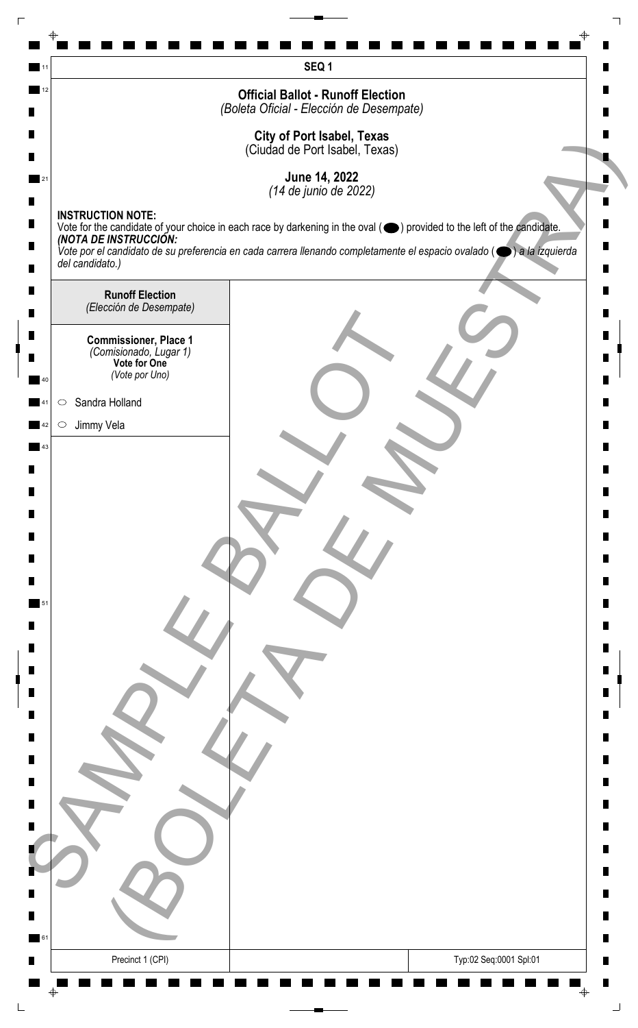SEQ 1

# Official Ballot - Runoff Election

*(Boleta Oficial - Elección de Desempate)*

## City of Port Isabel, Texas

(Ciudad de Port Isabel, Texas)

## June 14, 2022

*(14 de junio de 2022)*

**INSTRUCTION NOTE:**
Vote for the candidate of your choice in each race by darkening in the oval (⬬) provided to the left of the candidate.
***(NOTA DE INSTRUCCIÓN:***
*Vote por el candidato de su preferencia en cada carrera llenando completamente el espacio ovalado (⬬) a la izquierda del candidato.)*

**Runoff Election**
*(Elección de Desempate)*

**Commissioner, Place 1**
*(Comisionado, Lugar 1)*
**Vote for One**
*(Vote por Uno)*

- ○ Sandra Holland
- ○ Jimmy Vela

SAMPLE BALLOT
(BOLETA DE MUESTRA)

Precinct 1 (CPI)

Typ:02 Seq:0001 Spl:01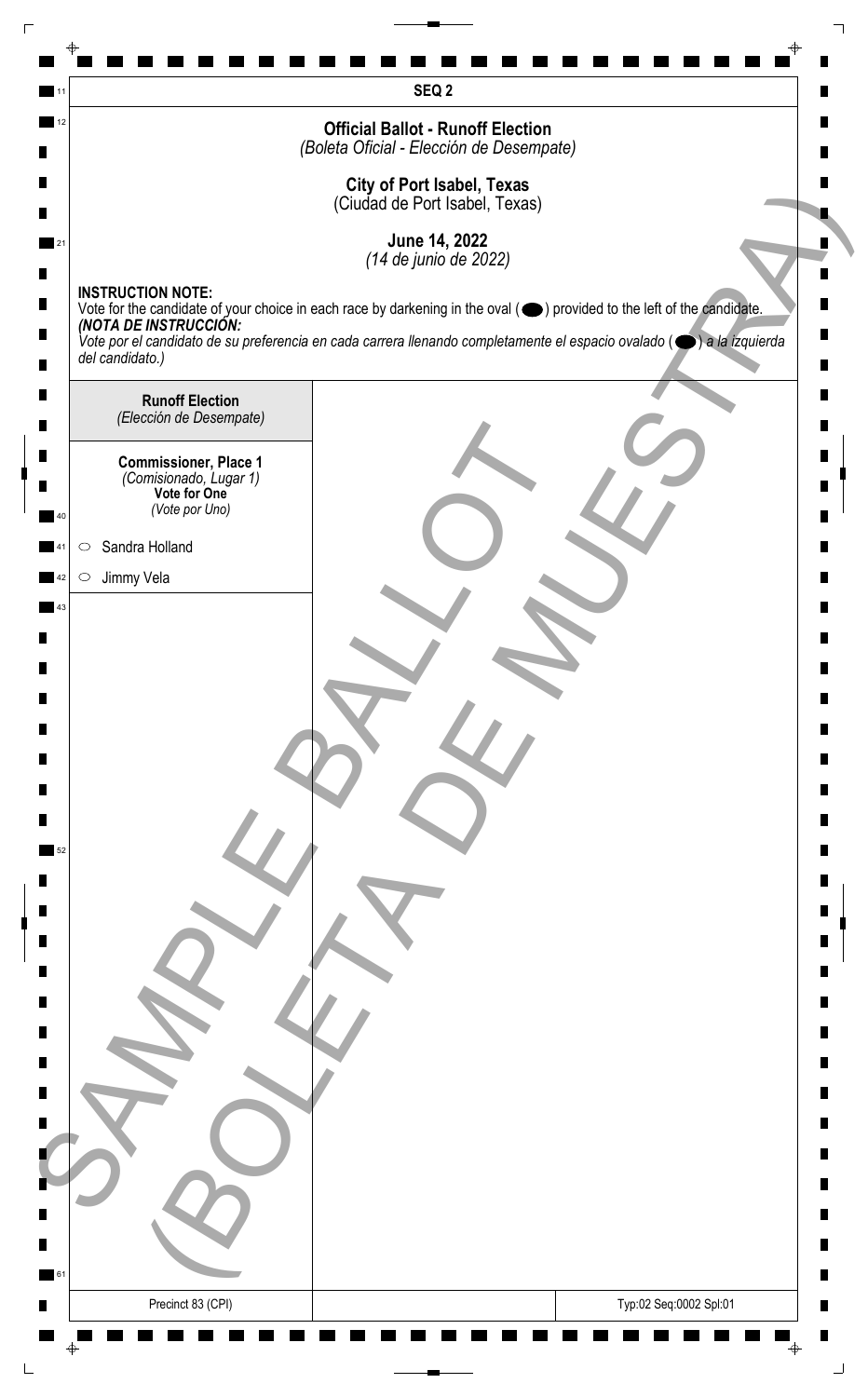SEQ 2

## Official Ballot - Runoff Election
*(Boleta Oficial - Elección de Desempate)*

**City of Port Isabel, Texas**
(Ciudad de Port Isabel, Texas)

**June 14, 2022**
*(14 de junio de 2022)*

**INSTRUCTION NOTE:**
Vote for the candidate of your choice in each race by darkening in the oval (⬬) provided to the left of the candidate.
***(NOTA DE INSTRUCCIÓN:***
*Vote por el candidato de su preferencia en cada carrera llenando completamente el espacio ovalado (⬬) a la izquierda del candidato.)*

**Runoff Election**
*(Elección de Desempate)*

**Commissioner, Place 1**
*(Comisionado, Lugar 1)*
**Vote for One**
*(Vote por Uno)*

- ○ Sandra Holland
- ○ Jimmy Vela

SAMPLE BALLOT
(BOLETA DE MUESTRA)

Precinct 83 (CPI)

Typ:02 Seq:0002 Spl:01